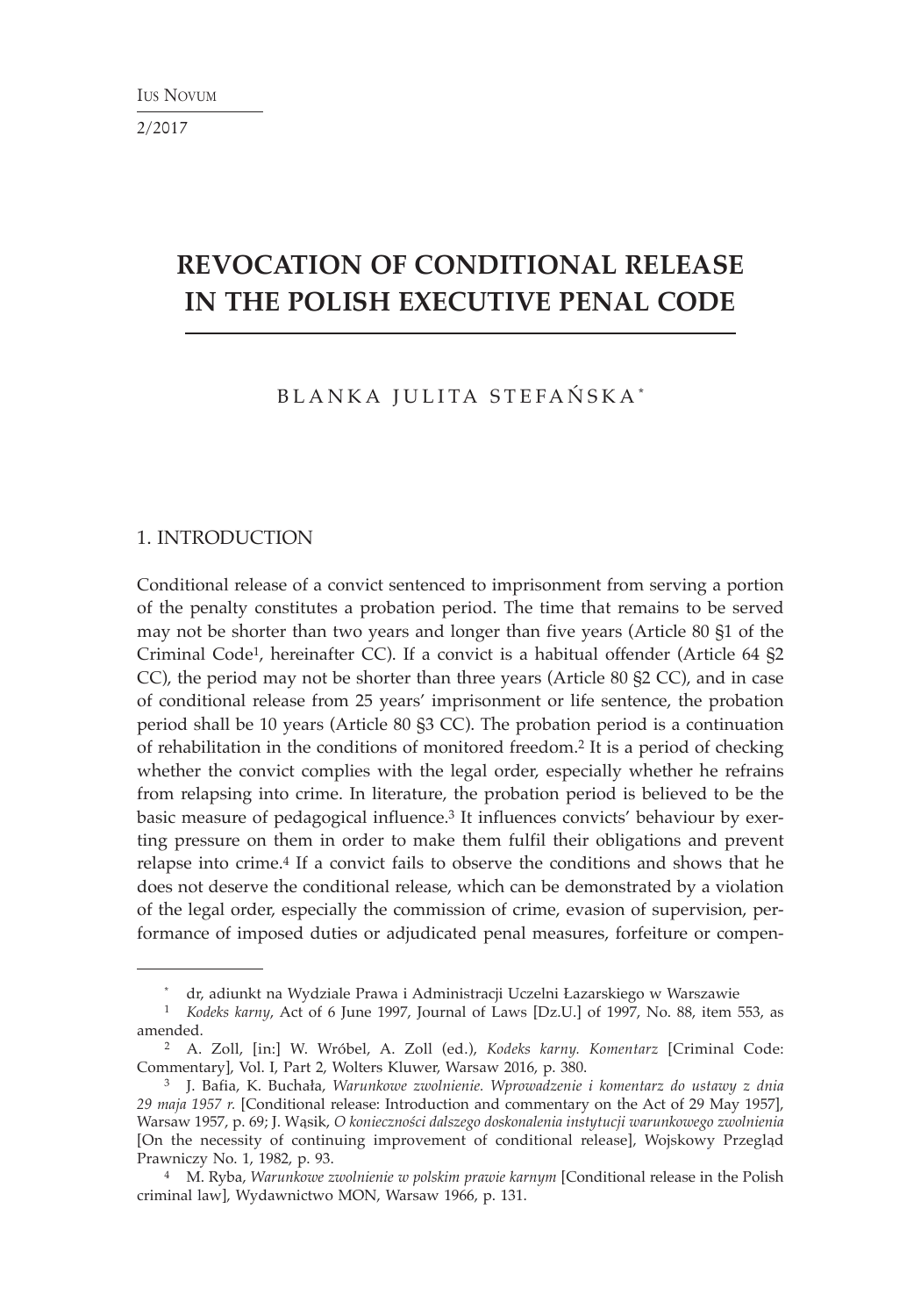# REVOCATION OF CONDITIONAL RELEASE IN THE POLISH EXECUTIVE PENAL CODE

BLANKA JULITA STEFAŃSKA*

## 1. INTRODUCTION

Conditional release of a convict sentenced to imprisonment from serving a portion of the penalty constitutes a probation period. The time that remains to be served may not be shorter than two years and longer than five years (Article 80 §1 of the Criminal Code[1], hereinafter CC). If a convict is a habitual offender (Article 64 §2 CC), the period may not be shorter than three years (Article 80 §2 CC), and in case of conditional release from 25 years' imprisonment or life sentence, the probation period shall be 10 years (Article 80 §3 CC). The probation period is a continuation of rehabilitation in the conditions of monitored freedom.[2] It is a period of checking whether the convict complies with the legal order, especially whether he refrains from relapsing into crime. In literature, the probation period is believed to be the basic measure of pedagogical influence.[3] It influences convicts' behaviour by exerting pressure on them in order to make them fulfil their obligations and prevent relapse into crime.[4] If a convict fails to observe the conditions and shows that he does not deserve the conditional release, which can be demonstrated by a violation of the legal order, especially the commission of crime, evasion of supervision, performance of imposed duties or adjudicated penal measures, forfeiture or compen-

---

\* dr, adiunkt na Wydziale Prawa i Administracji Uczelni Łazarskiego w Warszawie

[1] *Kodeks karny*, Act of 6 June 1997, Journal of Laws [Dz.U.] of 1997, No. 88, item 553, as amended.

[2] A. Zoll, [in:] W. Wróbel, A. Zoll (ed.), *Kodeks karny. Komentarz* [Criminal Code: Commentary], Vol. I, Part 2, Wolters Kluwer, Warsaw 2016, p. 380.

[3] J. Bafia, K. Buchała, *Warunkowe zwolnienie. Wprowadzenie i komentarz do ustawy z dnia 29 maja 1957 r.* [Conditional release: Introduction and commentary on the Act of 29 May 1957], Warsaw 1957, p. 69; J. Wąsik, *O konieczności dalszego doskonalenia instytucji warunkowego zwolnienia* [On the necessity of continuing improvement of conditional release], Wojskowy Przegląd Prawniczy No. 1, 1982, p. 93.

[4] M. Ryba, *Warunkowe zwolnienie w polskim prawie karnym* [Conditional release in the Polish criminal law], Wydawnictwo MON, Warsaw 1966, p. 131.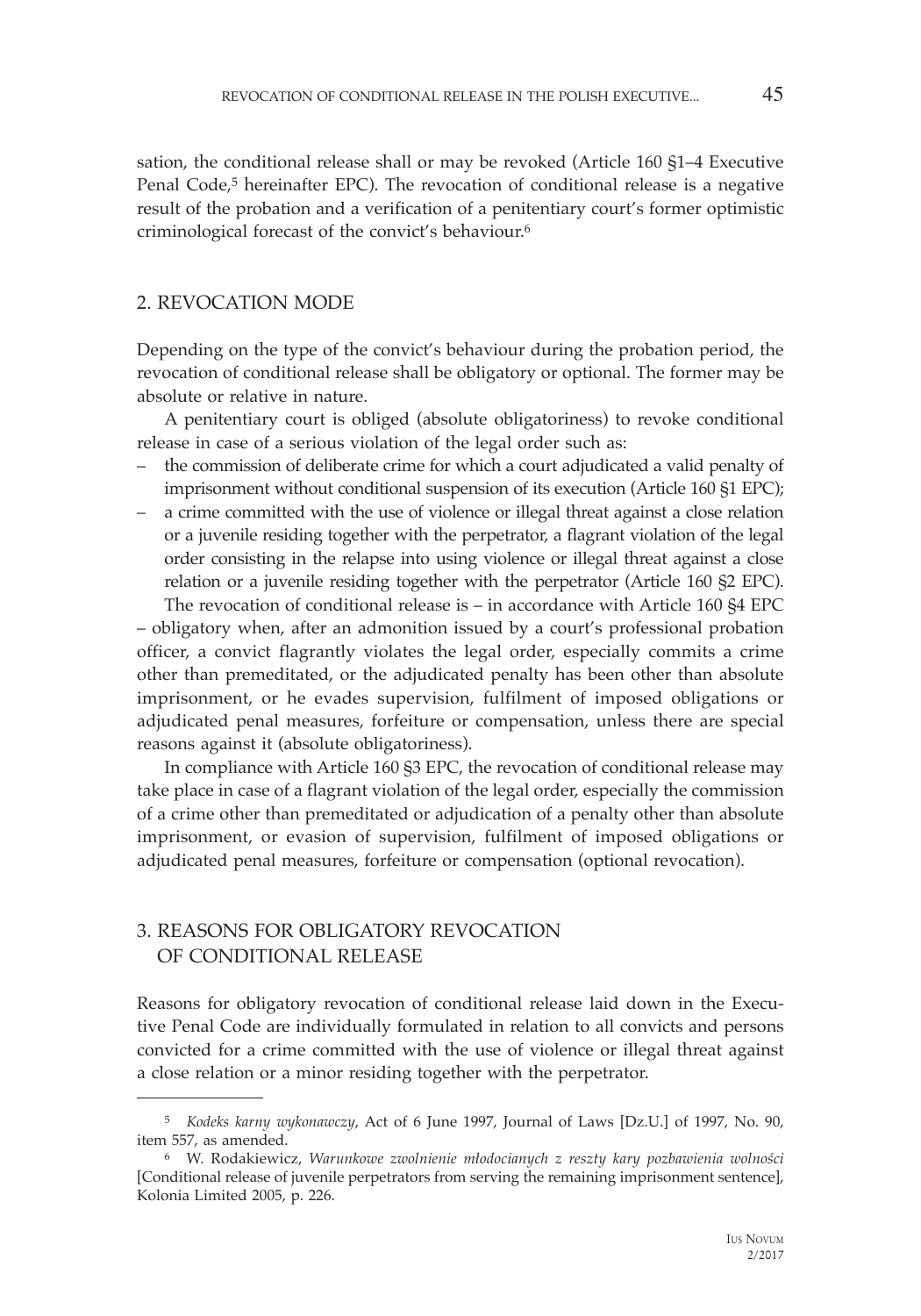sation, the conditional release shall or may be revoked (Article 160 §1–4 Executive Penal Code,[5] hereinafter EPC). The revocation of conditional release is a negative result of the probation and a verification of a penitentiary court's former optimistic criminological forecast of the convict's behaviour.[6]

## 2. REVOCATION MODE

Depending on the type of the convict's behaviour during the probation period, the revocation of conditional release shall be obligatory or optional. The former may be absolute or relative in nature.

A penitentiary court is obliged (absolute obligatoriness) to revoke conditional release in case of a serious violation of the legal order such as:

- the commission of deliberate crime for which a court adjudicated a valid penalty of imprisonment without conditional suspension of its execution (Article 160 §1 EPC);
- a crime committed with the use of violence or illegal threat against a close relation or a juvenile residing together with the perpetrator, a flagrant violation of the legal order consisting in the relapse into using violence or illegal threat against a close relation or a juvenile residing together with the perpetrator (Article 160 §2 EPC).

The revocation of conditional release is – in accordance with Article 160 §4 EPC – obligatory when, after an admonition issued by a court's professional probation officer, a convict flagrantly violates the legal order, especially commits a crime other than premeditated, or the adjudicated penalty has been other than absolute imprisonment, or he evades supervision, fulfilment of imposed obligations or adjudicated penal measures, forfeiture or compensation, unless there are special reasons against it (absolute obligatoriness).

In compliance with Article 160 §3 EPC, the revocation of conditional release may take place in case of a flagrant violation of the legal order, especially the commission of a crime other than premeditated or adjudication of a penalty other than absolute imprisonment, or evasion of supervision, fulfilment of imposed obligations or adjudicated penal measures, forfeiture or compensation (optional revocation).

## 3. REASONS FOR OBLIGATORY REVOCATION OF CONDITIONAL RELEASE

Reasons for obligatory revocation of conditional release laid down in the Executive Penal Code are individually formulated in relation to all convicts and persons convicted for a crime committed with the use of violence or illegal threat against a close relation or a minor residing together with the perpetrator.

---

[5] *Kodeks karny wykonawczy*, Act of 6 June 1997, Journal of Laws [Dz.U.] of 1997, No. 90, item 557, as amended.

[6] W. Rodakiewicz, *Warunkowe zwolnienie młodocianych z reszty kary pozbawienia wolności* [Conditional release of juvenile perpetrators from serving the remaining imprisonment sentence], Kolonia Limited 2005, p. 226.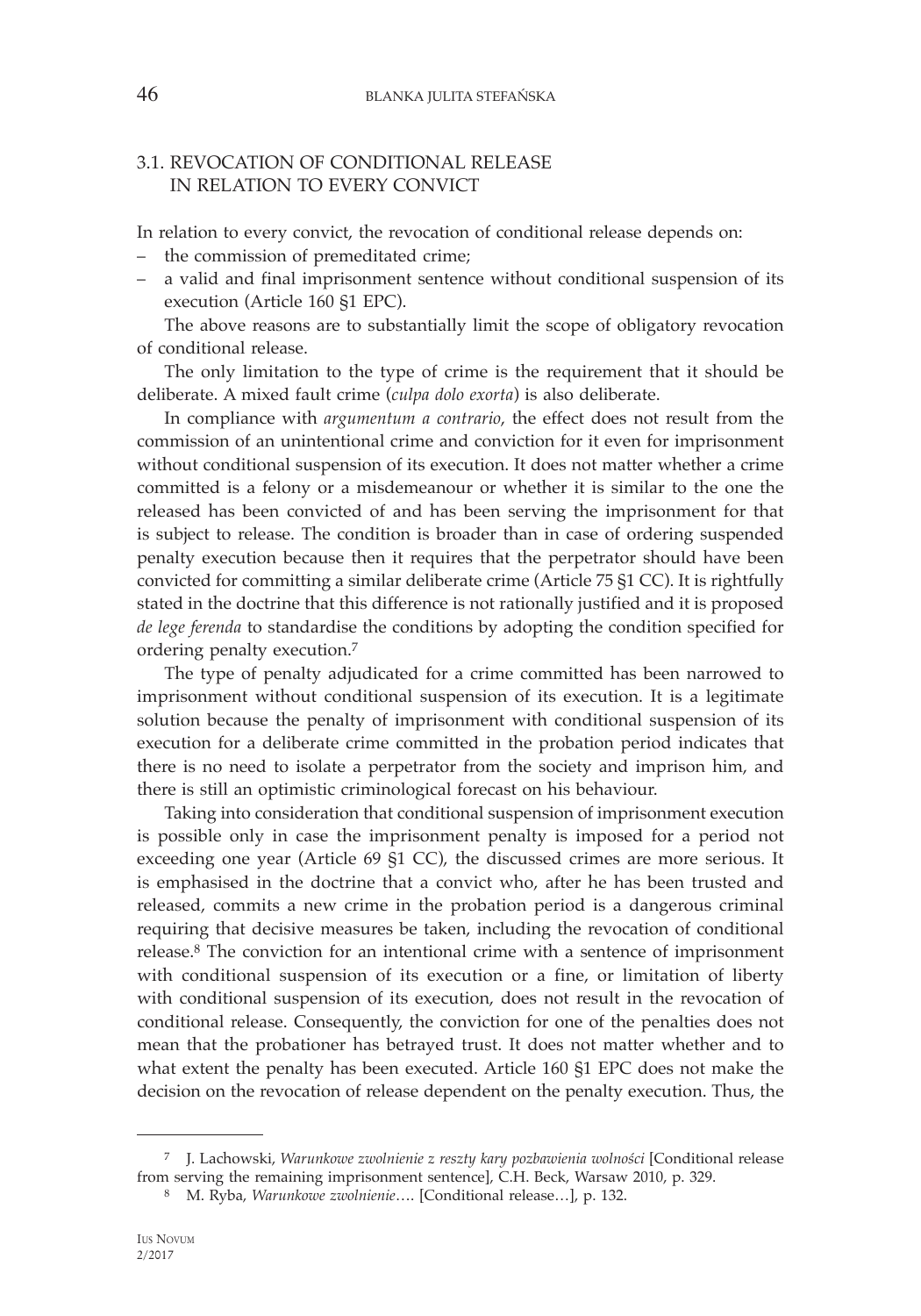### 3.1. REVOCATION OF CONDITIONAL RELEASE IN RELATION TO EVERY CONVICT

In relation to every convict, the revocation of conditional release depends on:

– the commission of premeditated crime;
– a valid and final imprisonment sentence without conditional suspension of its execution (Article 160 §1 EPC).

The above reasons are to substantially limit the scope of obligatory revocation of conditional release.

The only limitation to the type of crime is the requirement that it should be deliberate. A mixed fault crime (*culpa dolo exorta*) is also deliberate.

In compliance with *argumentum a contrario*, the effect does not result from the commission of an unintentional crime and conviction for it even for imprisonment without conditional suspension of its execution. It does not matter whether a crime committed is a felony or a misdemeanour or whether it is similar to the one the released has been convicted of and has been serving the imprisonment for that is subject to release. The condition is broader than in case of ordering suspended penalty execution because then it requires that the perpetrator should have been convicted for committing a similar deliberate crime (Article 75 §1 CC). It is rightfully stated in the doctrine that this difference is not rationally justified and it is proposed *de lege ferenda* to standardise the conditions by adopting the condition specified for ordering penalty execution.[7]

The type of penalty adjudicated for a crime committed has been narrowed to imprisonment without conditional suspension of its execution. It is a legitimate solution because the penalty of imprisonment with conditional suspension of its execution for a deliberate crime committed in the probation period indicates that there is no need to isolate a perpetrator from the society and imprison him, and there is still an optimistic criminological forecast on his behaviour.

Taking into consideration that conditional suspension of imprisonment execution is possible only in case the imprisonment penalty is imposed for a period not exceeding one year (Article 69 §1 CC), the discussed crimes are more serious. It is emphasised in the doctrine that a convict who, after he has been trusted and released, commits a new crime in the probation period is a dangerous criminal requiring that decisive measures be taken, including the revocation of conditional release.[8] The conviction for an intentional crime with a sentence of imprisonment with conditional suspension of its execution or a fine, or limitation of liberty with conditional suspension of its execution, does not result in the revocation of conditional release. Consequently, the conviction for one of the penalties does not mean that the probationer has betrayed trust. It does not matter whether and to what extent the penalty has been executed. Article 160 §1 EPC does not make the decision on the revocation of release dependent on the penalty execution. Thus, the

---

[7] J. Lachowski, *Warunkowe zwolnienie z reszty kary pozbawienia wolności* [Conditional release from serving the remaining imprisonment sentence], C.H. Beck, Warsaw 2010, p. 329.

[8] M. Ryba, *Warunkowe zwolnienie*…. [Conditional release…], p. 132.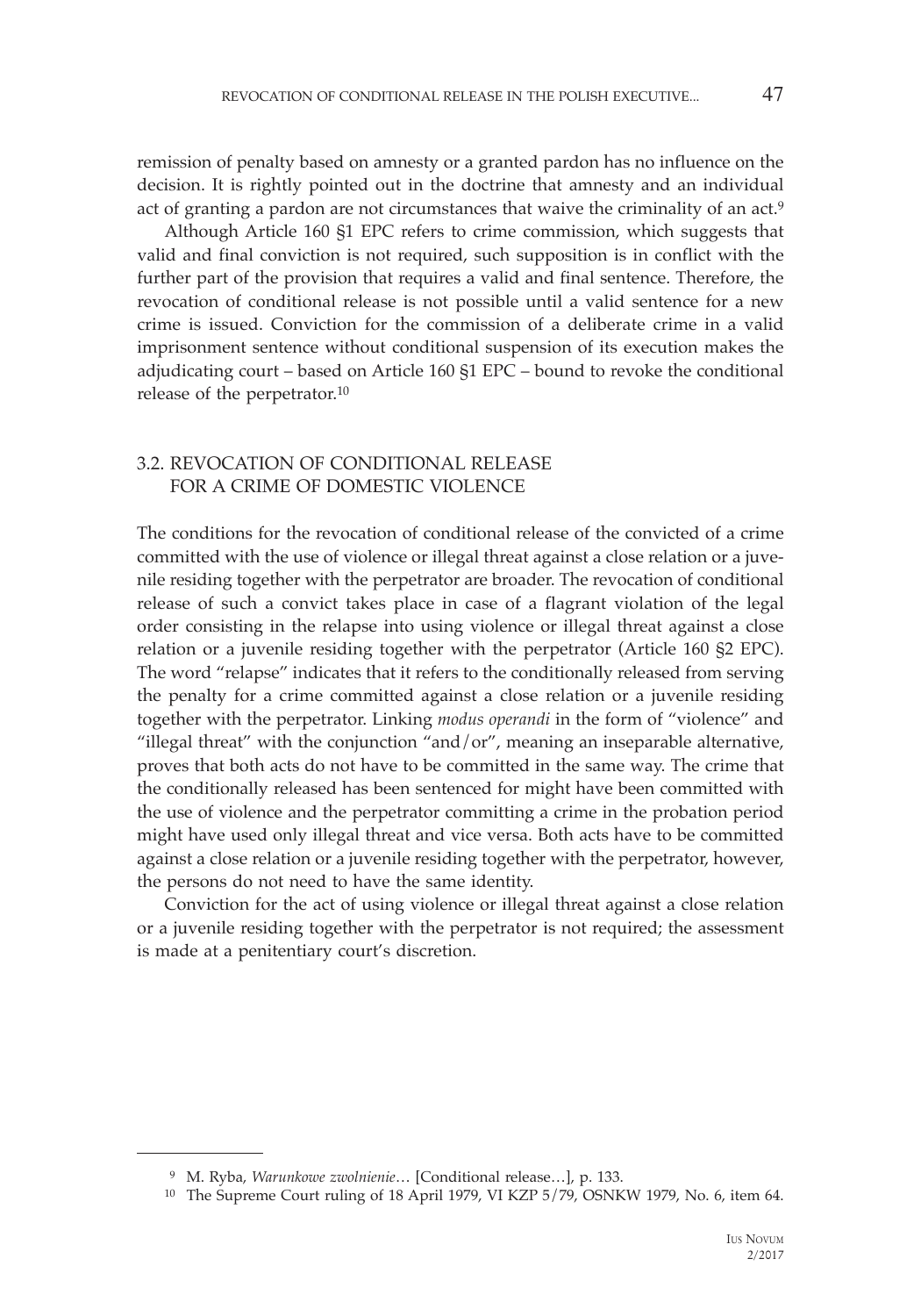remission of penalty based on amnesty or a granted pardon has no influence on the decision. It is rightly pointed out in the doctrine that amnesty and an individual act of granting a pardon are not circumstances that waive the criminality of an act.[9]

Although Article 160 §1 EPC refers to crime commission, which suggests that valid and final conviction is not required, such supposition is in conflict with the further part of the provision that requires a valid and final sentence. Therefore, the revocation of conditional release is not possible until a valid sentence for a new crime is issued. Conviction for the commission of a deliberate crime in a valid imprisonment sentence without conditional suspension of its execution makes the adjudicating court – based on Article 160 §1 EPC – bound to revoke the conditional release of the perpetrator.[10]

## 3.2. REVOCATION OF CONDITIONAL RELEASE FOR A CRIME OF DOMESTIC VIOLENCE

The conditions for the revocation of conditional release of the convicted of a crime committed with the use of violence or illegal threat against a close relation or a juvenile residing together with the perpetrator are broader. The revocation of conditional release of such a convict takes place in case of a flagrant violation of the legal order consisting in the relapse into using violence or illegal threat against a close relation or a juvenile residing together with the perpetrator (Article 160 §2 EPC). The word "relapse" indicates that it refers to the conditionally released from serving the penalty for a crime committed against a close relation or a juvenile residing together with the perpetrator. Linking *modus operandi* in the form of "violence" and "illegal threat" with the conjunction "and/or", meaning an inseparable alternative, proves that both acts do not have to be committed in the same way. The crime that the conditionally released has been sentenced for might have been committed with the use of violence and the perpetrator committing a crime in the probation period might have used only illegal threat and vice versa. Both acts have to be committed against a close relation or a juvenile residing together with the perpetrator, however, the persons do not need to have the same identity.

Conviction for the act of using violence or illegal threat against a close relation or a juvenile residing together with the perpetrator is not required; the assessment is made at a penitentiary court's discretion.

---

[9] M. Ryba, *Warunkowe zwolnienie*… [Conditional release…], p. 133.

[10] The Supreme Court ruling of 18 April 1979, VI KZP 5/79, OSNKW 1979, No. 6, item 64.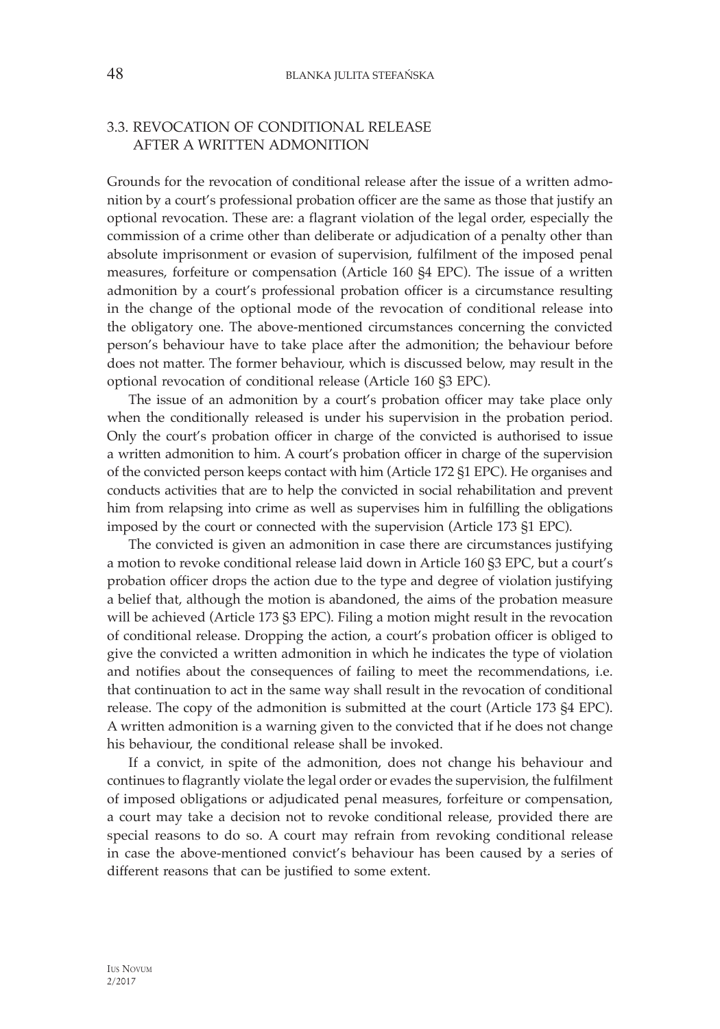### 3.3. REVOCATION OF CONDITIONAL RELEASE AFTER A WRITTEN ADMONITION

Grounds for the revocation of conditional release after the issue of a written admonition by a court's professional probation officer are the same as those that justify an optional revocation. These are: a flagrant violation of the legal order, especially the commission of a crime other than deliberate or adjudication of a penalty other than absolute imprisonment or evasion of supervision, fulfilment of the imposed penal measures, forfeiture or compensation (Article 160 §4 EPC). The issue of a written admonition by a court's professional probation officer is a circumstance resulting in the change of the optional mode of the revocation of conditional release into the obligatory one. The above-mentioned circumstances concerning the convicted person's behaviour have to take place after the admonition; the behaviour before does not matter. The former behaviour, which is discussed below, may result in the optional revocation of conditional release (Article 160 §3 EPC).

The issue of an admonition by a court's probation officer may take place only when the conditionally released is under his supervision in the probation period. Only the court's probation officer in charge of the convicted is authorised to issue a written admonition to him. A court's probation officer in charge of the supervision of the convicted person keeps contact with him (Article 172 §1 EPC). He organises and conducts activities that are to help the convicted in social rehabilitation and prevent him from relapsing into crime as well as supervises him in fulfilling the obligations imposed by the court or connected with the supervision (Article 173 §1 EPC).

The convicted is given an admonition in case there are circumstances justifying a motion to revoke conditional release laid down in Article 160 §3 EPC, but a court's probation officer drops the action due to the type and degree of violation justifying a belief that, although the motion is abandoned, the aims of the probation measure will be achieved (Article 173 §3 EPC). Filing a motion might result in the revocation of conditional release. Dropping the action, a court's probation officer is obliged to give the convicted a written admonition in which he indicates the type of violation and notifies about the consequences of failing to meet the recommendations, i.e. that continuation to act in the same way shall result in the revocation of conditional release. The copy of the admonition is submitted at the court (Article 173 §4 EPC). A written admonition is a warning given to the convicted that if he does not change his behaviour, the conditional release shall be invoked.

If a convict, in spite of the admonition, does not change his behaviour and continues to flagrantly violate the legal order or evades the supervision, the fulfilment of imposed obligations or adjudicated penal measures, forfeiture or compensation, a court may take a decision not to revoke conditional release, provided there are special reasons to do so. A court may refrain from revoking conditional release in case the above-mentioned convict's behaviour has been caused by a series of different reasons that can be justified to some extent.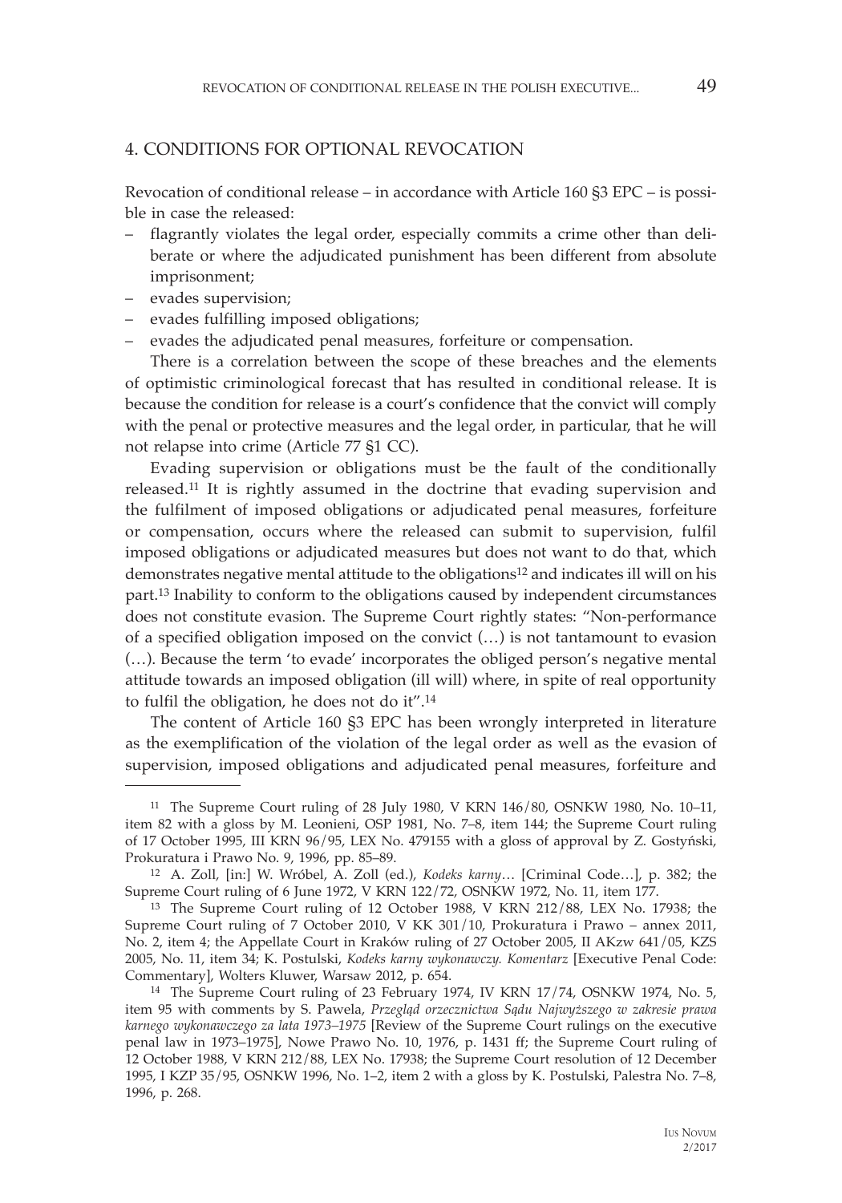## 4. CONDITIONS FOR OPTIONAL REVOCATION

Revocation of conditional release – in accordance with Article 160 §3 EPC – is possible in case the released:

- flagrantly violates the legal order, especially commits a crime other than deliberate or where the adjudicated punishment has been different from absolute imprisonment;
- evades supervision;
- evades fulfilling imposed obligations;
- evades the adjudicated penal measures, forfeiture or compensation.

There is a correlation between the scope of these breaches and the elements of optimistic criminological forecast that has resulted in conditional release. It is because the condition for release is a court's confidence that the convict will comply with the penal or protective measures and the legal order, in particular, that he will not relapse into crime (Article 77 §1 CC).

Evading supervision or obligations must be the fault of the conditionally released.[11] It is rightly assumed in the doctrine that evading supervision and the fulfilment of imposed obligations or adjudicated penal measures, forfeiture or compensation, occurs where the released can submit to supervision, fulfil imposed obligations or adjudicated measures but does not want to do that, which demonstrates negative mental attitude to the obligations[12] and indicates ill will on his part.[13] Inability to conform to the obligations caused by independent circumstances does not constitute evasion. The Supreme Court rightly states: "Non-performance of a specified obligation imposed on the convict (…) is not tantamount to evasion (…). Because the term 'to evade' incorporates the obliged person's negative mental attitude towards an imposed obligation (ill will) where, in spite of real opportunity to fulfil the obligation, he does not do it".[14]

The content of Article 160 §3 EPC has been wrongly interpreted in literature as the exemplification of the violation of the legal order as well as the evasion of supervision, imposed obligations and adjudicated penal measures, forfeiture and

---

[11] The Supreme Court ruling of 28 July 1980, V KRN 146/80, OSNKW 1980, No. 10–11, item 82 with a gloss by M. Leonieni, OSP 1981, No. 7–8, item 144; the Supreme Court ruling of 17 October 1995, III KRN 96/95, LEX No. 479155 with a gloss of approval by Z. Gostyński, Prokuratura i Prawo No. 9, 1996, pp. 85–89.

[12] A. Zoll, [in:] W. Wróbel, A. Zoll (ed.), *Kodeks karny*… [Criminal Code…], p. 382; the Supreme Court ruling of 6 June 1972, V KRN 122/72, OSNKW 1972, No. 11, item 177.

[13] The Supreme Court ruling of 12 October 1988, V KRN 212/88, LEX No. 17938; the Supreme Court ruling of 7 October 2010, V KK 301/10, Prokuratura i Prawo – annex 2011, No. 2, item 4; the Appellate Court in Kraków ruling of 27 October 2005, II AKzw 641/05, KZS 2005, No. 11, item 34; K. Postulski, *Kodeks karny wykonawczy. Komentarz* [Executive Penal Code: Commentary], Wolters Kluwer, Warsaw 2012, p. 654.

[14] The Supreme Court ruling of 23 February 1974, IV KRN 17/74, OSNKW 1974, No. 5, item 95 with comments by S. Pawela, *Przegląd orzecznictwa Sądu Najwyższego w zakresie prawa karnego wykonawczego za lata 1973–1975* [Review of the Supreme Court rulings on the executive penal law in 1973–1975], Nowe Prawo No. 10, 1976, p. 1431 ff; the Supreme Court ruling of 12 October 1988, V KRN 212/88, LEX No. 17938; the Supreme Court resolution of 12 December 1995, I KZP 35/95, OSNKW 1996, No. 1–2, item 2 with a gloss by K. Postulski, Palestra No. 7–8, 1996, p. 268.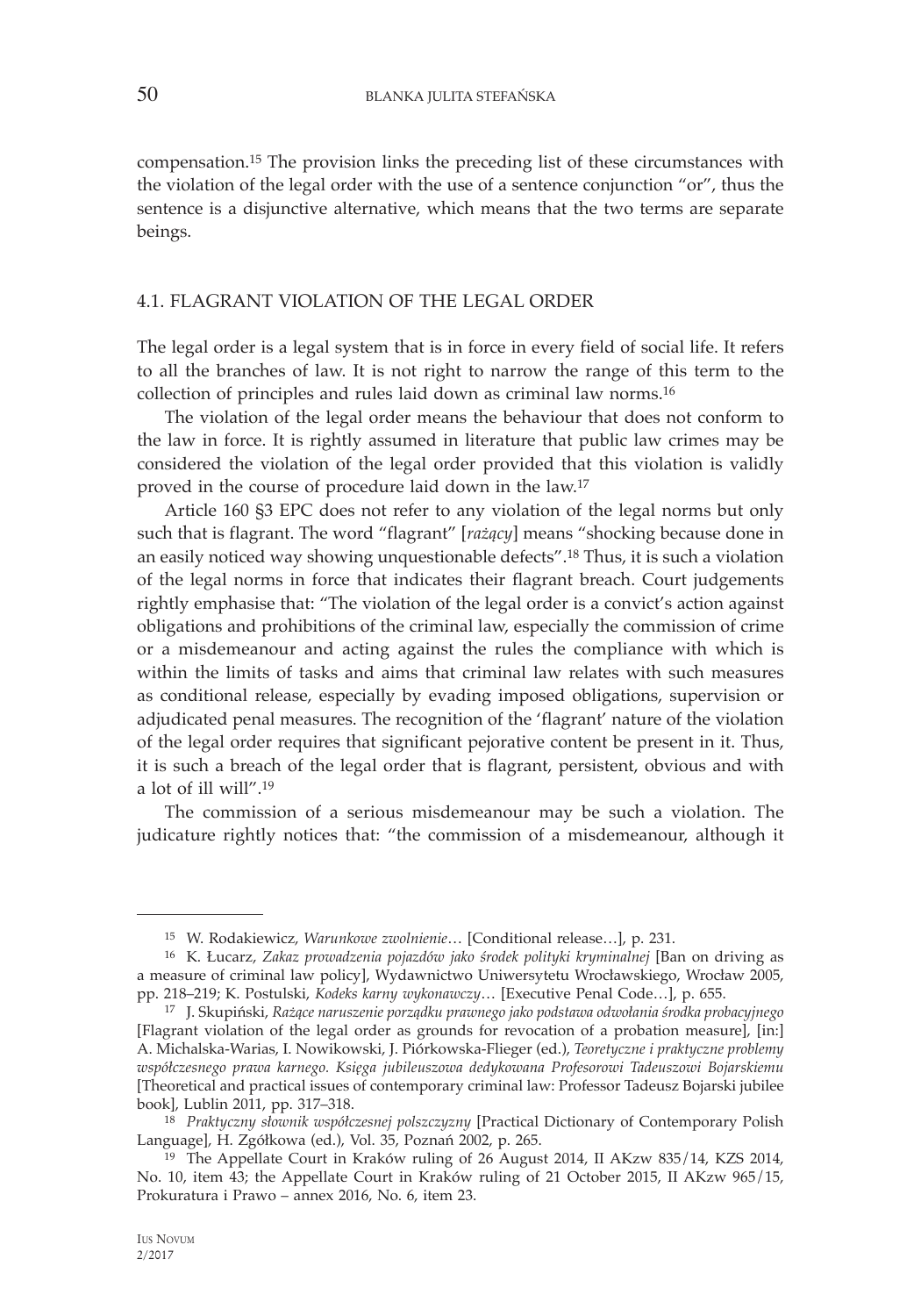compensation.[15] The provision links the preceding list of these circumstances with the violation of the legal order with the use of a sentence conjunction "or", thus the sentence is a disjunctive alternative, which means that the two terms are separate beings.

### 4.1. FLAGRANT VIOLATION OF THE LEGAL ORDER

The legal order is a legal system that is in force in every field of social life. It refers to all the branches of law. It is not right to narrow the range of this term to the collection of principles and rules laid down as criminal law norms.[16]

The violation of the legal order means the behaviour that does not conform to the law in force. It is rightly assumed in literature that public law crimes may be considered the violation of the legal order provided that this violation is validly proved in the course of procedure laid down in the law.[17]

Article 160 §3 EPC does not refer to any violation of the legal norms but only such that is flagrant. The word "flagrant" [*rażący*] means "shocking because done in an easily noticed way showing unquestionable defects".[18] Thus, it is such a violation of the legal norms in force that indicates their flagrant breach. Court judgements rightly emphasise that: "The violation of the legal order is a convict's action against obligations and prohibitions of the criminal law, especially the commission of crime or a misdemeanour and acting against the rules the compliance with which is within the limits of tasks and aims that criminal law relates with such measures as conditional release, especially by evading imposed obligations, supervision or adjudicated penal measures. The recognition of the 'flagrant' nature of the violation of the legal order requires that significant pejorative content be present in it. Thus, it is such a breach of the legal order that is flagrant, persistent, obvious and with a lot of ill will".[19]

The commission of a serious misdemeanour may be such a violation. The judicature rightly notices that: "the commission of a misdemeanour, although it

---

[15] W. Rodakiewicz, *Warunkowe zwolnienie*… [Conditional release…], p. 231.

[16] K. Łucarz, *Zakaz prowadzenia pojazdów jako środek polityki kryminalnej* [Ban on driving as a measure of criminal law policy], Wydawnictwo Uniwersytetu Wrocławskiego, Wrocław 2005, pp. 218–219; K. Postulski, *Kodeks karny wykonawczy*… [Executive Penal Code…], p. 655.

[17] J. Skupiński, *Rażące naruszenie porządku prawnego jako podstawa odwołania środka probacyjnego* [Flagrant violation of the legal order as grounds for revocation of a probation measure], [in:] A. Michalska-Warias, I. Nowikowski, J. Piórkowska-Flieger (ed.), *Teoretyczne i praktyczne problemy współczesnego prawa karnego. Księga jubileuszowa dedykowana Profesorowi Tadeuszowi Bojarskiemu* [Theoretical and practical issues of contemporary criminal law: Professor Tadeusz Bojarski jubilee book], Lublin 2011, pp. 317–318.

[18] *Praktyczny słownik współczesnej polszczyzny* [Practical Dictionary of Contemporary Polish Language], H. Zgółkowa (ed.), Vol. 35, Poznań 2002, p. 265.

[19] The Appellate Court in Kraków ruling of 26 August 2014, II AKzw 835/14, KZS 2014, No. 10, item 43; the Appellate Court in Kraków ruling of 21 October 2015, II AKzw 965/15, Prokuratura i Prawo – annex 2016, No. 6, item 23.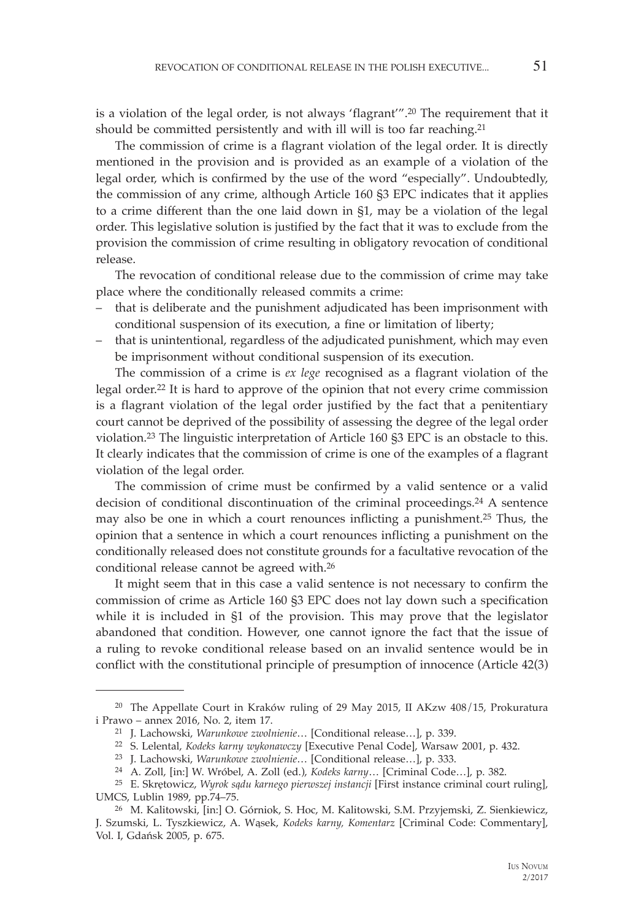is a violation of the legal order, is not always 'flagrant'".[20] The requirement that it should be committed persistently and with ill will is too far reaching.[21]

The commission of crime is a flagrant violation of the legal order. It is directly mentioned in the provision and is provided as an example of a violation of the legal order, which is confirmed by the use of the word "especially". Undoubtedly, the commission of any crime, although Article 160 §3 EPC indicates that it applies to a crime different than the one laid down in §1, may be a violation of the legal order. This legislative solution is justified by the fact that it was to exclude from the provision the commission of crime resulting in obligatory revocation of conditional release.

The revocation of conditional release due to the commission of crime may take place where the conditionally released commits a crime:

– that is deliberate and the punishment adjudicated has been imprisonment with conditional suspension of its execution, a fine or limitation of liberty;
– that is unintentional, regardless of the adjudicated punishment, which may even be imprisonment without conditional suspension of its execution.

The commission of a crime is *ex lege* recognised as a flagrant violation of the legal order.[22] It is hard to approve of the opinion that not every crime commission is a flagrant violation of the legal order justified by the fact that a penitentiary court cannot be deprived of the possibility of assessing the degree of the legal order violation.[23] The linguistic interpretation of Article 160 §3 EPC is an obstacle to this. It clearly indicates that the commission of crime is one of the examples of a flagrant violation of the legal order.

The commission of crime must be confirmed by a valid sentence or a valid decision of conditional discontinuation of the criminal proceedings.[24] A sentence may also be one in which a court renounces inflicting a punishment.[25] Thus, the opinion that a sentence in which a court renounces inflicting a punishment on the conditionally released does not constitute grounds for a facultative revocation of the conditional release cannot be agreed with.[26]

It might seem that in this case a valid sentence is not necessary to confirm the commission of crime as Article 160 §3 EPC does not lay down such a specification while it is included in §1 of the provision. This may prove that the legislator abandoned that condition. However, one cannot ignore the fact that the issue of a ruling to revoke conditional release based on an invalid sentence would be in conflict with the constitutional principle of presumption of innocence (Article 42(3)

---

[20] The Appellate Court in Kraków ruling of 29 May 2015, II AKzw 408/15, Prokuratura i Prawo – annex 2016, No. 2, item 17.

[21] J. Lachowski, *Warunkowe zwolnienie*… [Conditional release…], p. 339.

[22] S. Lelental, *Kodeks karny wykonawczy* [Executive Penal Code], Warsaw 2001, p. 432.

[23] J. Lachowski, *Warunkowe zwolnienie*… [Conditional release…], p. 333.

[24] A. Zoll, [in:] W. Wróbel, A. Zoll (ed.), *Kodeks karny*… [Criminal Code…], p. 382.

[25] E. Skrętowicz, *Wyrok sądu karnego pierwszej instancji* [First instance criminal court ruling], UMCS, Lublin 1989, pp.74–75.

[26] M. Kalitowski, [in:] O. Górniok, S. Hoc, M. Kalitowski, S.M. Przyjemski, Z. Sienkiewicz, J. Szumski, L. Tyszkiewicz, A. Wąsek, *Kodeks karny, Komentarz* [Criminal Code: Commentary], Vol. I, Gdańsk 2005, p. 675.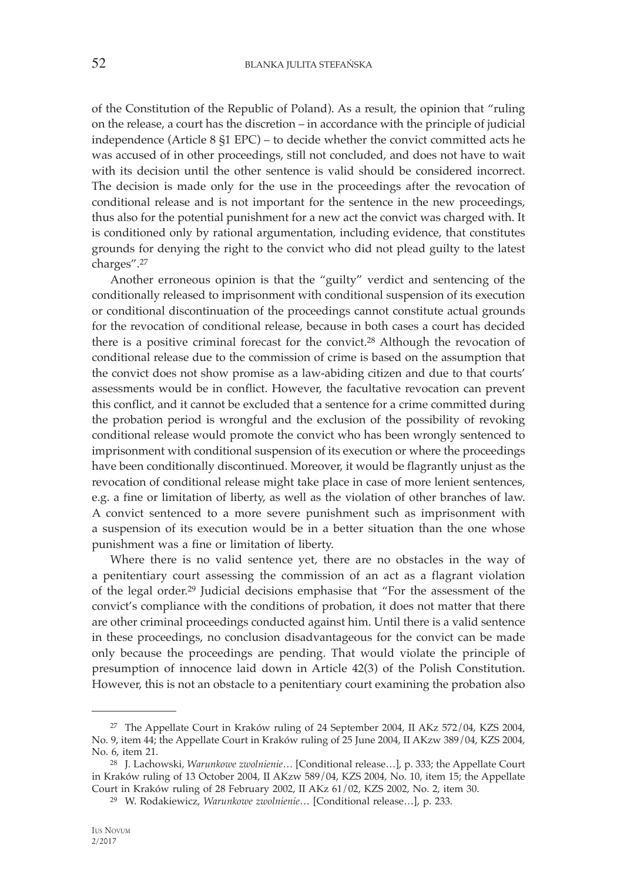of the Constitution of the Republic of Poland). As a result, the opinion that "ruling on the release, a court has the discretion – in accordance with the principle of judicial independence (Article 8 §1 EPC) – to decide whether the convict committed acts he was accused of in other proceedings, still not concluded, and does not have to wait with its decision until the other sentence is valid should be considered incorrect. The decision is made only for the use in the proceedings after the revocation of conditional release and is not important for the sentence in the new proceedings, thus also for the potential punishment for a new act the convict was charged with. It is conditioned only by rational argumentation, including evidence, that constitutes grounds for denying the right to the convict who did not plead guilty to the latest charges".[27]

Another erroneous opinion is that the "guilty" verdict and sentencing of the conditionally released to imprisonment with conditional suspension of its execution or conditional discontinuation of the proceedings cannot constitute actual grounds for the revocation of conditional release, because in both cases a court has decided there is a positive criminal forecast for the convict.[28] Although the revocation of conditional release due to the commission of crime is based on the assumption that the convict does not show promise as a law-abiding citizen and due to that courts' assessments would be in conflict. However, the facultative revocation can prevent this conflict, and it cannot be excluded that a sentence for a crime committed during the probation period is wrongful and the exclusion of the possibility of revoking conditional release would promote the convict who has been wrongly sentenced to imprisonment with conditional suspension of its execution or where the proceedings have been conditionally discontinued. Moreover, it would be flagrantly unjust as the revocation of conditional release might take place in case of more lenient sentences, e.g. a fine or limitation of liberty, as well as the violation of other branches of law. A convict sentenced to a more severe punishment such as imprisonment with a suspension of its execution would be in a better situation than the one whose punishment was a fine or limitation of liberty.

Where there is no valid sentence yet, there are no obstacles in the way of a penitentiary court assessing the commission of an act as a flagrant violation of the legal order.[29] Judicial decisions emphasise that "For the assessment of the convict's compliance with the conditions of probation, it does not matter that there are other criminal proceedings conducted against him. Until there is a valid sentence in these proceedings, no conclusion disadvantageous for the convict can be made only because the proceedings are pending. That would violate the principle of presumption of innocence laid down in Article 42(3) of the Polish Constitution. However, this is not an obstacle to a penitentiary court examining the probation also

---

[27] The Appellate Court in Kraków ruling of 24 September 2004, II AKz 572/04, KZS 2004, No. 9, item 44; the Appellate Court in Kraków ruling of 25 June 2004, II AKzw 389/04, KZS 2004, No. 6, item 21.

[28] J. Lachowski, *Warunkowe zwolnienie*… [Conditional release…], p. 333; the Appellate Court in Kraków ruling of 13 October 2004, II AKzw 589/04, KZS 2004, No. 10, item 15; the Appellate Court in Kraków ruling of 28 February 2002, II AKz 61/02, KZS 2002, No. 2, item 30.

[29] W. Rodakiewicz, *Warunkowe zwolnienie*… [Conditional release…], p. 233.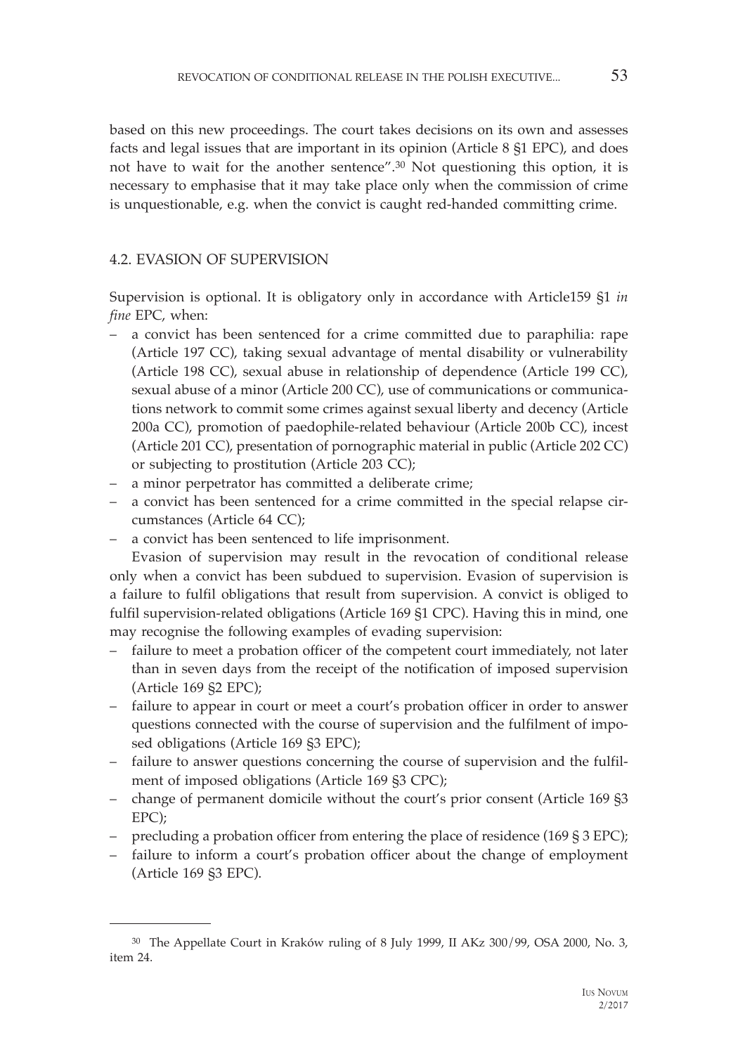based on this new proceedings. The court takes decisions on its own and assesses facts and legal issues that are important in its opinion (Article 8 §1 EPC), and does not have to wait for the another sentence".[30] Not questioning this option, it is necessary to emphasise that it may take place only when the commission of crime is unquestionable, e.g. when the convict is caught red-handed committing crime.

### 4.2. EVASION OF SUPERVISION

Supervision is optional. It is obligatory only in accordance with Article159 §1 *in fine* EPC, when:

- a convict has been sentenced for a crime committed due to paraphilia: rape (Article 197 CC), taking sexual advantage of mental disability or vulnerability (Article 198 CC), sexual abuse in relationship of dependence (Article 199 CC), sexual abuse of a minor (Article 200 CC), use of communications or communications network to commit some crimes against sexual liberty and decency (Article 200a CC), promotion of paedophile-related behaviour (Article 200b CC), incest (Article 201 CC), presentation of pornographic material in public (Article 202 CC) or subjecting to prostitution (Article 203 CC);
- a minor perpetrator has committed a deliberate crime;
- a convict has been sentenced for a crime committed in the special relapse circumstances (Article 64 CC);
- a convict has been sentenced to life imprisonment.

Evasion of supervision may result in the revocation of conditional release only when a convict has been subdued to supervision. Evasion of supervision is a failure to fulfil obligations that result from supervision. A convict is obliged to fulfil supervision-related obligations (Article 169 §1 CPC). Having this in mind, one may recognise the following examples of evading supervision:

- failure to meet a probation officer of the competent court immediately, not later than in seven days from the receipt of the notification of imposed supervision (Article 169 §2 EPC);
- failure to appear in court or meet a court's probation officer in order to answer questions connected with the course of supervision and the fulfilment of imposed obligations (Article 169 §3 EPC);
- failure to answer questions concerning the course of supervision and the fulfilment of imposed obligations (Article 169 §3 CPC);
- change of permanent domicile without the court's prior consent (Article 169 §3 EPC);
- precluding a probation officer from entering the place of residence (169 § 3 EPC);
- failure to inform a court's probation officer about the change of employment (Article 169 §3 EPC).

---

[30] The Appellate Court in Kraków ruling of 8 July 1999, II AKz 300/99, OSA 2000, No. 3, item 24.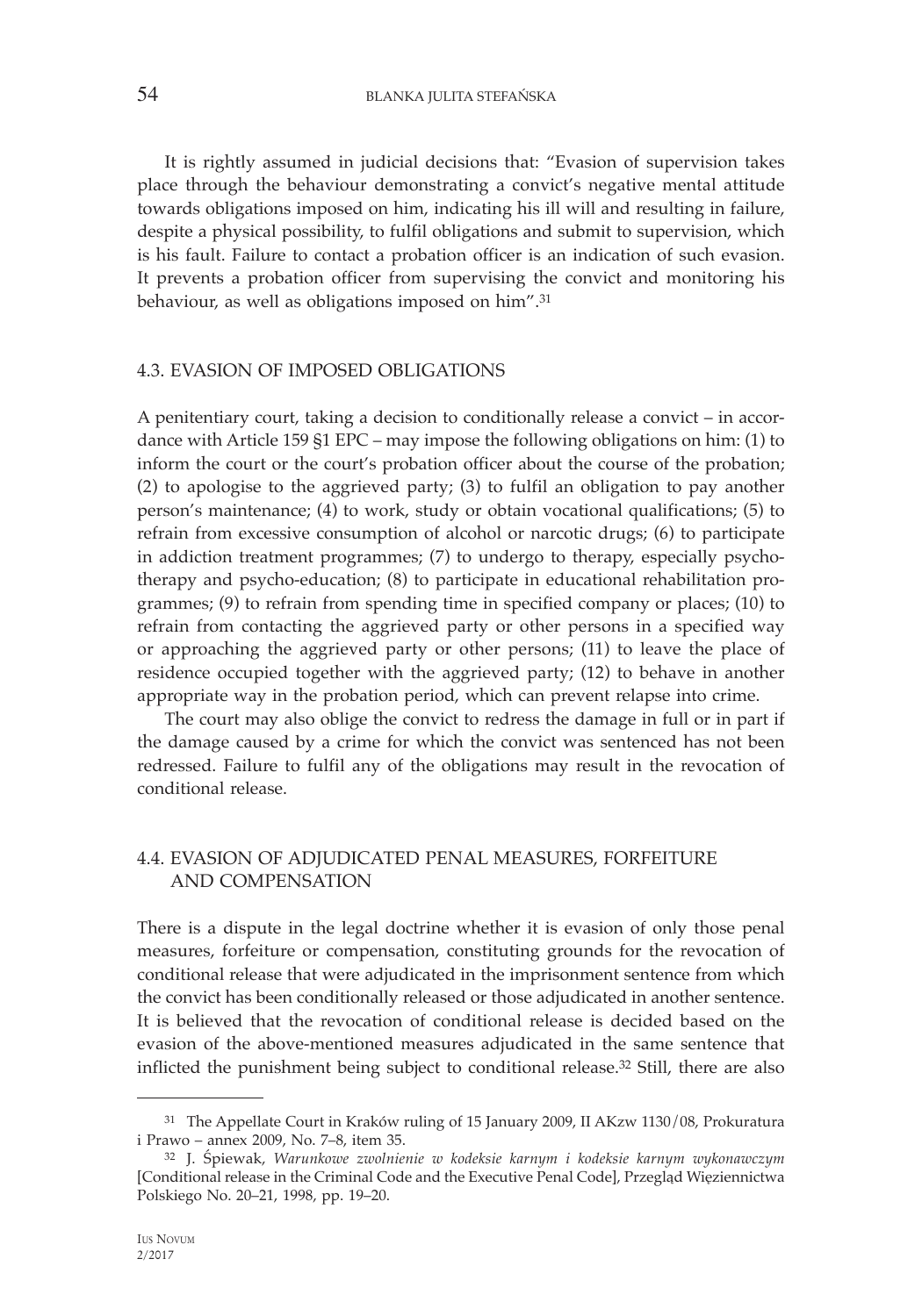It is rightly assumed in judicial decisions that: "Evasion of supervision takes place through the behaviour demonstrating a convict's negative mental attitude towards obligations imposed on him, indicating his ill will and resulting in failure, despite a physical possibility, to fulfil obligations and submit to supervision, which is his fault. Failure to contact a probation officer is an indication of such evasion. It prevents a probation officer from supervising the convict and monitoring his behaviour, as well as obligations imposed on him".[31]

### 4.3. EVASION OF IMPOSED OBLIGATIONS

A penitentiary court, taking a decision to conditionally release a convict – in accordance with Article 159 §1 EPC – may impose the following obligations on him: (1) to inform the court or the court's probation officer about the course of the probation; (2) to apologise to the aggrieved party; (3) to fulfil an obligation to pay another person's maintenance; (4) to work, study or obtain vocational qualifications; (5) to refrain from excessive consumption of alcohol or narcotic drugs; (6) to participate in addiction treatment programmes; (7) to undergo to therapy, especially psychotherapy and psycho-education; (8) to participate in educational rehabilitation programmes; (9) to refrain from spending time in specified company or places; (10) to refrain from contacting the aggrieved party or other persons in a specified way or approaching the aggrieved party or other persons; (11) to leave the place of residence occupied together with the aggrieved party; (12) to behave in another appropriate way in the probation period, which can prevent relapse into crime.

The court may also oblige the convict to redress the damage in full or in part if the damage caused by a crime for which the convict was sentenced has not been redressed. Failure to fulfil any of the obligations may result in the revocation of conditional release.

### 4.4. EVASION OF ADJUDICATED PENAL MEASURES, FORFEITURE AND COMPENSATION

There is a dispute in the legal doctrine whether it is evasion of only those penal measures, forfeiture or compensation, constituting grounds for the revocation of conditional release that were adjudicated in the imprisonment sentence from which the convict has been conditionally released or those adjudicated in another sentence. It is believed that the revocation of conditional release is decided based on the evasion of the above-mentioned measures adjudicated in the same sentence that inflicted the punishment being subject to conditional release.[32] Still, there are also

---

[31] The Appellate Court in Kraków ruling of 15 January 2009, II AKzw 1130/08, Prokuratura i Prawo – annex 2009, No. 7–8, item 35.

[32] J. Śpiewak, *Warunkowe zwolnienie w kodeksie karnym i kodeksie karnym wykonawczym* [Conditional release in the Criminal Code and the Executive Penal Code], Przegląd Więziennictwa Polskiego No. 20–21, 1998, pp. 19–20.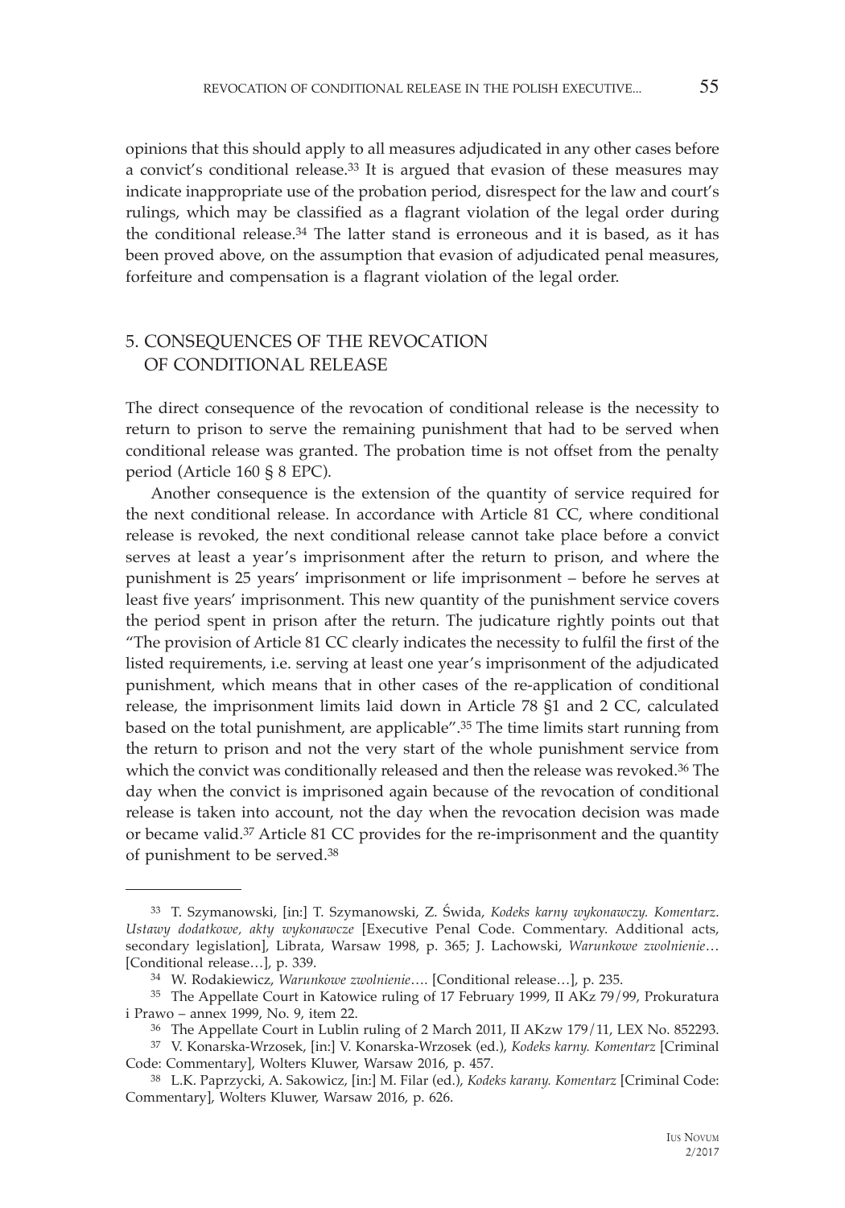opinions that this should apply to all measures adjudicated in any other cases before a convict's conditional release.[33] It is argued that evasion of these measures may indicate inappropriate use of the probation period, disrespect for the law and court's rulings, which may be classified as a flagrant violation of the legal order during the conditional release.[34] The latter stand is erroneous and it is based, as it has been proved above, on the assumption that evasion of adjudicated penal measures, forfeiture and compensation is a flagrant violation of the legal order.

## 5. CONSEQUENCES OF THE REVOCATION OF CONDITIONAL RELEASE

The direct consequence of the revocation of conditional release is the necessity to return to prison to serve the remaining punishment that had to be served when conditional release was granted. The probation time is not offset from the penalty period (Article 160 § 8 EPC).

Another consequence is the extension of the quantity of service required for the next conditional release. In accordance with Article 81 CC, where conditional release is revoked, the next conditional release cannot take place before a convict serves at least a year's imprisonment after the return to prison, and where the punishment is 25 years' imprisonment or life imprisonment – before he serves at least five years' imprisonment. This new quantity of the punishment service covers the period spent in prison after the return. The judicature rightly points out that "The provision of Article 81 CC clearly indicates the necessity to fulfil the first of the listed requirements, i.e. serving at least one year's imprisonment of the adjudicated punishment, which means that in other cases of the re-application of conditional release, the imprisonment limits laid down in Article 78 §1 and 2 CC, calculated based on the total punishment, are applicable".[35] The time limits start running from the return to prison and not the very start of the whole punishment service from which the convict was conditionally released and then the release was revoked.[36] The day when the convict is imprisoned again because of the revocation of conditional release is taken into account, not the day when the revocation decision was made or became valid.[37] Article 81 CC provides for the re-imprisonment and the quantity of punishment to be served.[38]

---

[33] T. Szymanowski, [in:] T. Szymanowski, Z. Świda, *Kodeks karny wykonawczy. Komentarz. Ustawy dodatkowe, akty wykonawcze* [Executive Penal Code. Commentary. Additional acts, secondary legislation], Librata, Warsaw 1998, p. 365; J. Lachowski, *Warunkowe zwolnienie*… [Conditional release…], p. 339.

[34] W. Rodakiewicz, *Warunkowe zwolnienie*…. [Conditional release…], p. 235.

[35] The Appellate Court in Katowice ruling of 17 February 1999, II AKz 79/99, Prokuratura i Prawo – annex 1999, No. 9, item 22.

[36] The Appellate Court in Lublin ruling of 2 March 2011, II AKzw 179/11, LEX No. 852293.

[37] V. Konarska-Wrzosek, [in:] V. Konarska-Wrzosek (ed.), *Kodeks karny. Komentarz* [Criminal Code: Commentary], Wolters Kluwer, Warsaw 2016, p. 457.

[38] L.K. Paprzycki, A. Sakowicz, [in:] M. Filar (ed.), *Kodeks karany. Komentarz* [Criminal Code: Commentary], Wolters Kluwer, Warsaw 2016, p. 626.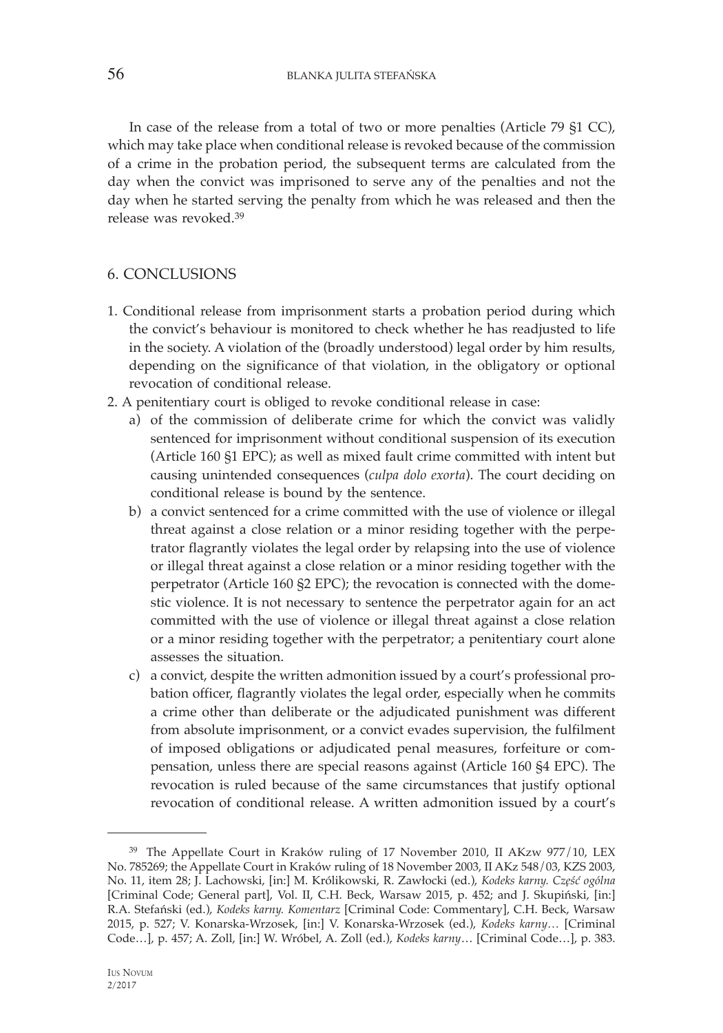In case of the release from a total of two or more penalties (Article 79 §1 CC), which may take place when conditional release is revoked because of the commission of a crime in the probation period, the subsequent terms are calculated from the day when the convict was imprisoned to serve any of the penalties and not the day when he started serving the penalty from which he was released and then the release was revoked.[39]

## 6. CONCLUSIONS

1. Conditional release from imprisonment starts a probation period during which the convict's behaviour is monitored to check whether he has readjusted to life in the society. A violation of the (broadly understood) legal order by him results, depending on the significance of that violation, in the obligatory or optional revocation of conditional release.
2. A penitentiary court is obliged to revoke conditional release in case:
   a) of the commission of deliberate crime for which the convict was validly sentenced for imprisonment without conditional suspension of its execution (Article 160 §1 EPC); as well as mixed fault crime committed with intent but causing unintended consequences (*culpa dolo exorta*). The court deciding on conditional release is bound by the sentence.
   b) a convict sentenced for a crime committed with the use of violence or illegal threat against a close relation or a minor residing together with the perpetrator flagrantly violates the legal order by relapsing into the use of violence or illegal threat against a close relation or a minor residing together with the perpetrator (Article 160 §2 EPC); the revocation is connected with the domestic violence. It is not necessary to sentence the perpetrator again for an act committed with the use of violence or illegal threat against a close relation or a minor residing together with the perpetrator; a penitentiary court alone assesses the situation.
   c) a convict, despite the written admonition issued by a court's professional probation officer, flagrantly violates the legal order, especially when he commits a crime other than deliberate or the adjudicated punishment was different from absolute imprisonment, or a convict evades supervision, the fulfilment of imposed obligations or adjudicated penal measures, forfeiture or compensation, unless there are special reasons against (Article 160 §4 EPC). The revocation is ruled because of the same circumstances that justify optional revocation of conditional release. A written admonition issued by a court's

---

[39] The Appellate Court in Kraków ruling of 17 November 2010, II AKzw 977/10, LEX No. 785269; the Appellate Court in Kraków ruling of 18 November 2003, II AKz 548/03, KZS 2003, No. 11, item 28; J. Lachowski, [in:] M. Królikowski, R. Zawłocki (ed.), *Kodeks karny. Część ogólna* [Criminal Code; General part], Vol. II, C.H. Beck, Warsaw 2015, p. 452; and J. Skupiński, [in:] R.A. Stefański (ed.), *Kodeks karny. Komentarz* [Criminal Code: Commentary], C.H. Beck, Warsaw 2015, p. 527; V. Konarska-Wrzosek, [in:] V. Konarska-Wrzosek (ed.), *Kodeks karny*… [Criminal Code…], p. 457; A. Zoll, [in:] W. Wróbel, A. Zoll (ed.), *Kodeks karny*… [Criminal Code…], p. 383.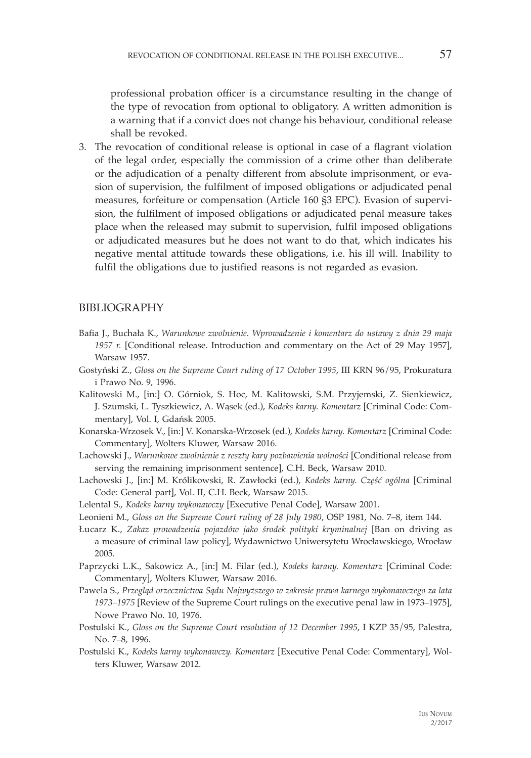professional probation officer is a circumstance resulting in the change of the type of revocation from optional to obligatory. A written admonition is a warning that if a convict does not change his behaviour, conditional release shall be revoked.

3. The revocation of conditional release is optional in case of a flagrant violation of the legal order, especially the commission of a crime other than deliberate or the adjudication of a penalty different from absolute imprisonment, or evasion of supervision, the fulfilment of imposed obligations or adjudicated penal measures, forfeiture or compensation (Article 160 §3 EPC). Evasion of supervision, the fulfilment of imposed obligations or adjudicated penal measure takes place when the released may submit to supervision, fulfil imposed obligations or adjudicated measures but he does not want to do that, which indicates his negative mental attitude towards these obligations, i.e. his ill will. Inability to fulfil the obligations due to justified reasons is not regarded as evasion.

## BIBLIOGRAPHY

Bafia J., Buchała K., *Warunkowe zwolnienie. Wprowadzenie i komentarz do ustawy z dnia 29 maja 1957 r.* [Conditional release. Introduction and commentary on the Act of 29 May 1957], Warsaw 1957.

Gostyński Z., *Gloss on the Supreme Court ruling of 17 October 1995*, III KRN 96/95, Prokuratura i Prawo No. 9, 1996.

Kalitowski M., [in:] O. Górniok, S. Hoc, M. Kalitowski, S.M. Przyjemski, Z. Sienkiewicz, J. Szumski, L. Tyszkiewicz, A. Wąsek (ed.), *Kodeks karny. Komentarz* [Criminal Code: Commentary], Vol. I, Gdańsk 2005.

Konarska-Wrzosek V., [in:] V. Konarska-Wrzosek (ed.), *Kodeks karny. Komentarz* [Criminal Code: Commentary], Wolters Kluwer, Warsaw 2016.

Lachowski J., *Warunkowe zwolnienie z reszty kary pozbawienia wolności* [Conditional release from serving the remaining imprisonment sentence], C.H. Beck, Warsaw 2010.

Lachowski J., [in:] M. Królikowski, R. Zawłocki (ed.), *Kodeks karny. Część ogólna* [Criminal Code: General part], Vol. II, C.H. Beck, Warsaw 2015.

Lelental S., *Kodeks karny wykonawczy* [Executive Penal Code], Warsaw 2001.

Leonieni M., *Gloss on the Supreme Court ruling of 28 July 1980*, OSP 1981, No. 7–8, item 144.

Łucarz K., *Zakaz prowadzenia pojazdów jako środek polityki kryminalnej* [Ban on driving as a measure of criminal law policy], Wydawnictwo Uniwersytetu Wrocławskiego, Wrocław 2005.

Paprzycki L.K., Sakowicz A., [in:] M. Filar (ed.), *Kodeks karany. Komentarz* [Criminal Code: Commentary], Wolters Kluwer, Warsaw 2016.

Pawela S., *Przegląd orzecznictwa Sądu Najwyższego w zakresie prawa karnego wykonawczego za lata 1973–1975* [Review of the Supreme Court rulings on the executive penal law in 1973–1975], Nowe Prawo No. 10, 1976.

Postulski K., *Gloss on the Supreme Court resolution of 12 December 1995*, I KZP 35/95, Palestra, No. 7–8, 1996.

Postulski K., *Kodeks karny wykonawczy. Komentarz* [Executive Penal Code: Commentary], Wolters Kluwer, Warsaw 2012.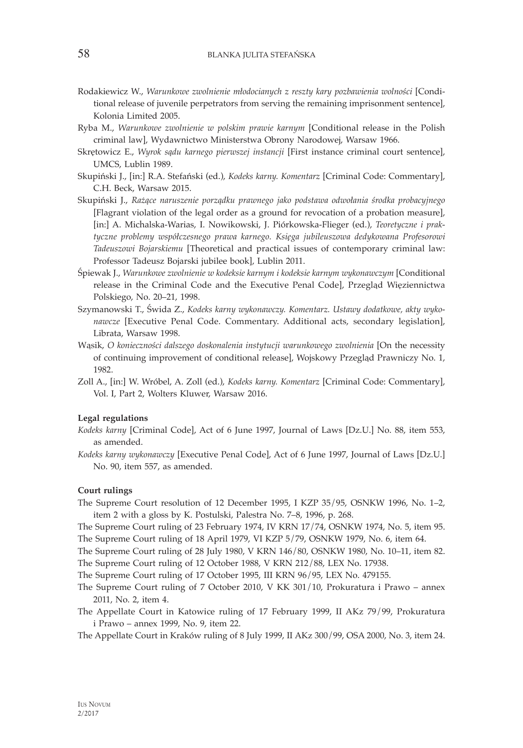Rodakiewicz W., *Warunkowe zwolnienie młodocianych z reszty kary pozbawienia wolności* [Conditional release of juvenile perpetrators from serving the remaining imprisonment sentence], Kolonia Limited 2005.

Ryba M., *Warunkowe zwolnienie w polskim prawie karnym* [Conditional release in the Polish criminal law], Wydawnictwo Ministerstwa Obrony Narodowej, Warsaw 1966.

Skrętowicz E., *Wyrok sądu karnego pierwszej instancji* [First instance criminal court sentence], UMCS, Lublin 1989.

Skupiński J., [in:] R.A. Stefański (ed.), *Kodeks karny. Komentarz* [Criminal Code: Commentary], C.H. Beck, Warsaw 2015.

Skupiński J., *Rażące naruszenie porządku prawnego jako podstawa odwołania środka probacyjnego* [Flagrant violation of the legal order as a ground for revocation of a probation measure], [in:] A. Michalska-Warias, I. Nowikowski, J. Piórkowska-Flieger (ed.), *Teoretyczne i praktyczne problemy współczesnego prawa karnego. Księga jubileuszowa dedykowana Profesorowi Tadeuszowi Bojarskiemu* [Theoretical and practical issues of contemporary criminal law: Professor Tadeusz Bojarski jubilee book], Lublin 2011.

Śpiewak J., *Warunkowe zwolnienie w kodeksie karnym i kodeksie karnym wykonawczym* [Conditional release in the Criminal Code and the Executive Penal Code], Przegląd Więziennictwa Polskiego, No. 20–21, 1998.

Szymanowski T., Świda Z., *Kodeks karny wykonawczy. Komentarz. Ustawy dodatkowe, akty wykonawcze* [Executive Penal Code. Commentary. Additional acts, secondary legislation], Librata, Warsaw 1998.

Wąsik, *O konieczności dalszego doskonalenia instytucji warunkowego zwolnienia* [On the necessity of continuing improvement of conditional release], Wojskowy Przegląd Prawniczy No. 1, 1982.

Zoll A., [in:] W. Wróbel, A. Zoll (ed.), *Kodeks karny. Komentarz* [Criminal Code: Commentary], Vol. I, Part 2, Wolters Kluwer, Warsaw 2016.

**Legal regulations**

*Kodeks karny* [Criminal Code], Act of 6 June 1997, Journal of Laws [Dz.U.] No. 88, item 553, as amended.

*Kodeks karny wykonawczy* [Executive Penal Code], Act of 6 June 1997, Journal of Laws [Dz.U.] No. 90, item 557, as amended.

**Court rulings**

The Supreme Court resolution of 12 December 1995, I KZP 35/95, OSNKW 1996, No. 1–2, item 2 with a gloss by K. Postulski, Palestra No. 7–8, 1996, p. 268.

The Supreme Court ruling of 23 February 1974, IV KRN 17/74, OSNKW 1974, No. 5, item 95.

The Supreme Court ruling of 18 April 1979, VI KZP 5/79, OSNKW 1979, No. 6, item 64.

The Supreme Court ruling of 28 July 1980, V KRN 146/80, OSNKW 1980, No. 10–11, item 82.

The Supreme Court ruling of 12 October 1988, V KRN 212/88, LEX No. 17938.

The Supreme Court ruling of 17 October 1995, III KRN 96/95, LEX No. 479155.

The Supreme Court ruling of 7 October 2010, V KK 301/10, Prokuratura i Prawo – annex 2011, No. 2, item 4.

The Appellate Court in Katowice ruling of 17 February 1999, II AKz 79/99, Prokuratura i Prawo – annex 1999, No. 9, item 22.

The Appellate Court in Kraków ruling of 8 July 1999, II AKz 300/99, OSA 2000, No. 3, item 24.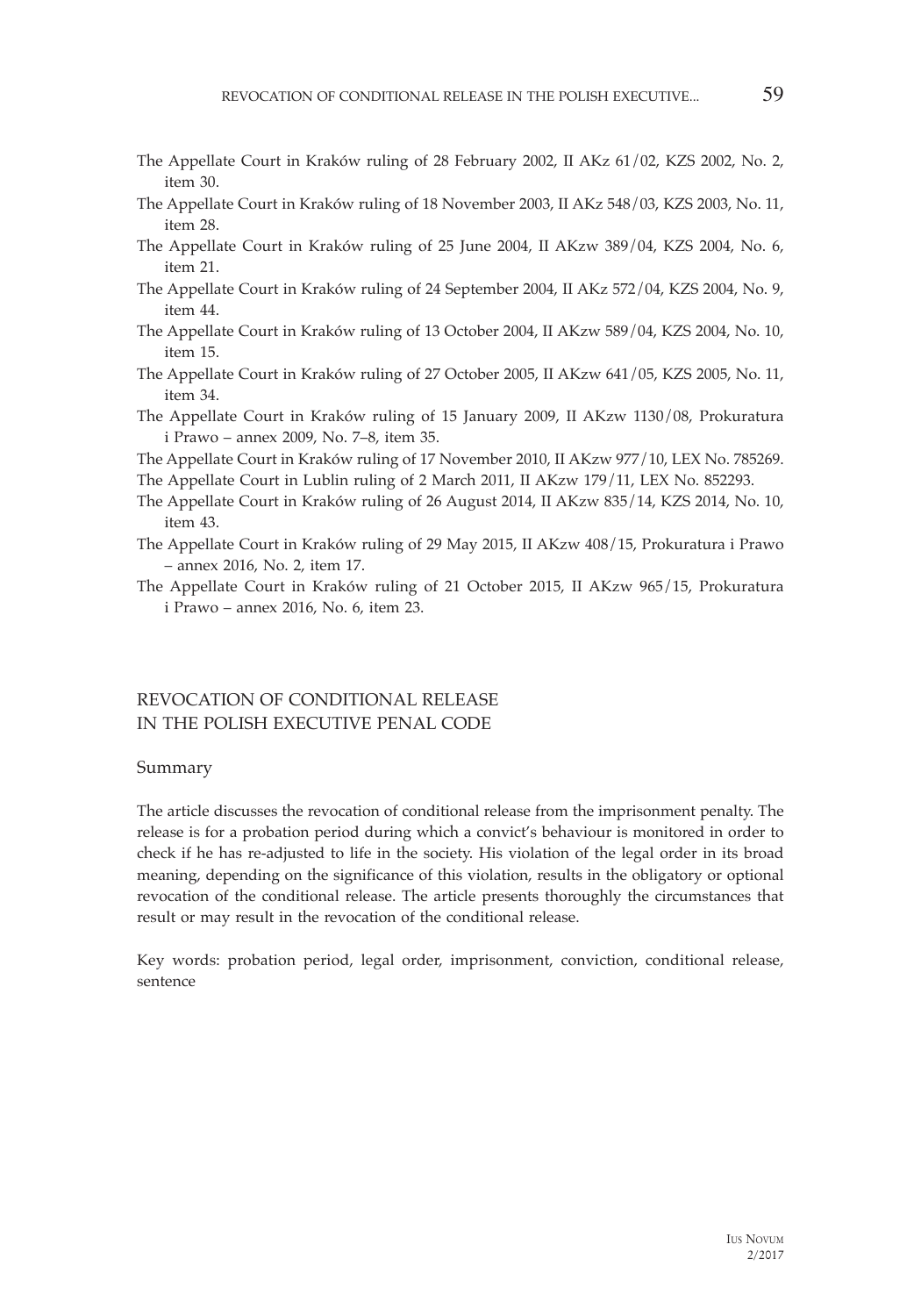The Appellate Court in Kraków ruling of 28 February 2002, II AKz 61/02, KZS 2002, No. 2, item 30.

The Appellate Court in Kraków ruling of 18 November 2003, II AKz 548/03, KZS 2003, No. 11, item 28.

The Appellate Court in Kraków ruling of 25 June 2004, II AKzw 389/04, KZS 2004, No. 6, item 21.

The Appellate Court in Kraków ruling of 24 September 2004, II AKz 572/04, KZS 2004, No. 9, item 44.

The Appellate Court in Kraków ruling of 13 October 2004, II AKzw 589/04, KZS 2004, No. 10, item 15.

The Appellate Court in Kraków ruling of 27 October 2005, II AKzw 641/05, KZS 2005, No. 11, item 34.

The Appellate Court in Kraków ruling of 15 January 2009, II AKzw 1130/08, Prokuratura i Prawo – annex 2009, No. 7–8, item 35.

The Appellate Court in Kraków ruling of 17 November 2010, II AKzw 977/10, LEX No. 785269.

The Appellate Court in Lublin ruling of 2 March 2011, II AKzw 179/11, LEX No. 852293.

The Appellate Court in Kraków ruling of 26 August 2014, II AKzw 835/14, KZS 2014, No. 10, item 43.

The Appellate Court in Kraków ruling of 29 May 2015, II AKzw 408/15, Prokuratura i Prawo – annex 2016, No. 2, item 17.

The Appellate Court in Kraków ruling of 21 October 2015, II AKzw 965/15, Prokuratura i Prawo – annex 2016, No. 6, item 23.

## REVOCATION OF CONDITIONAL RELEASE IN THE POLISH EXECUTIVE PENAL CODE

### Summary

The article discusses the revocation of conditional release from the imprisonment penalty. The release is for a probation period during which a convict's behaviour is monitored in order to check if he has re-adjusted to life in the society. His violation of the legal order in its broad meaning, depending on the significance of this violation, results in the obligatory or optional revocation of the conditional release. The article presents thoroughly the circumstances that result or may result in the revocation of the conditional release.

Key words: probation period, legal order, imprisonment, conviction, conditional release, sentence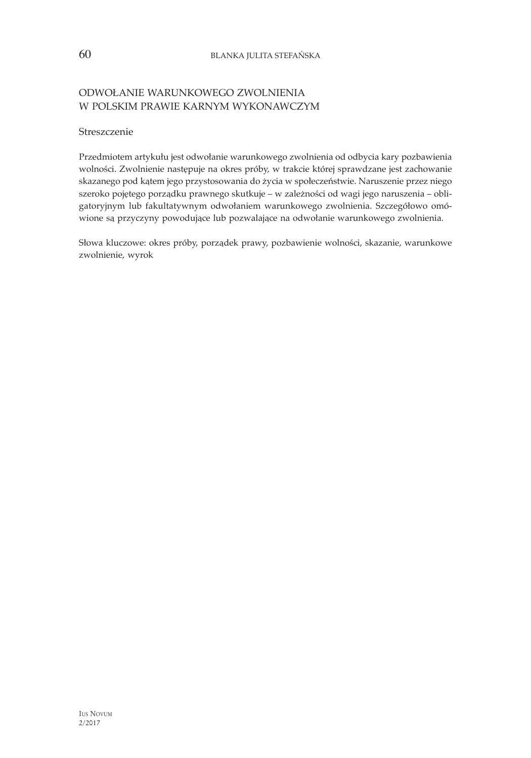## ODWOŁANIE WARUNKOWEGO ZWOLNIENIA W POLSKIM PRAWIE KARNYM WYKONAWCZYM

### Streszczenie

Przedmiotem artykułu jest odwołanie warunkowego zwolnienia od odbycia kary pozbawienia wolności. Zwolnienie następuje na okres próby, w trakcie której sprawdzane jest zachowanie skazanego pod kątem jego przystosowania do życia w społeczeństwie. Naruszenie przez niego szeroko pojętego porządku prawnego skutkuje – w zależności od wagi jego naruszenia – obligatoryjnym lub fakultatywnym odwołaniem warunkowego zwolnienia. Szczegółowo omówione są przyczyny powodujące lub pozwalające na odwołanie warunkowego zwolnienia.

Słowa kluczowe: okres próby, porządek prawy, pozbawienie wolności, skazanie, warunkowe zwolnienie, wyrok